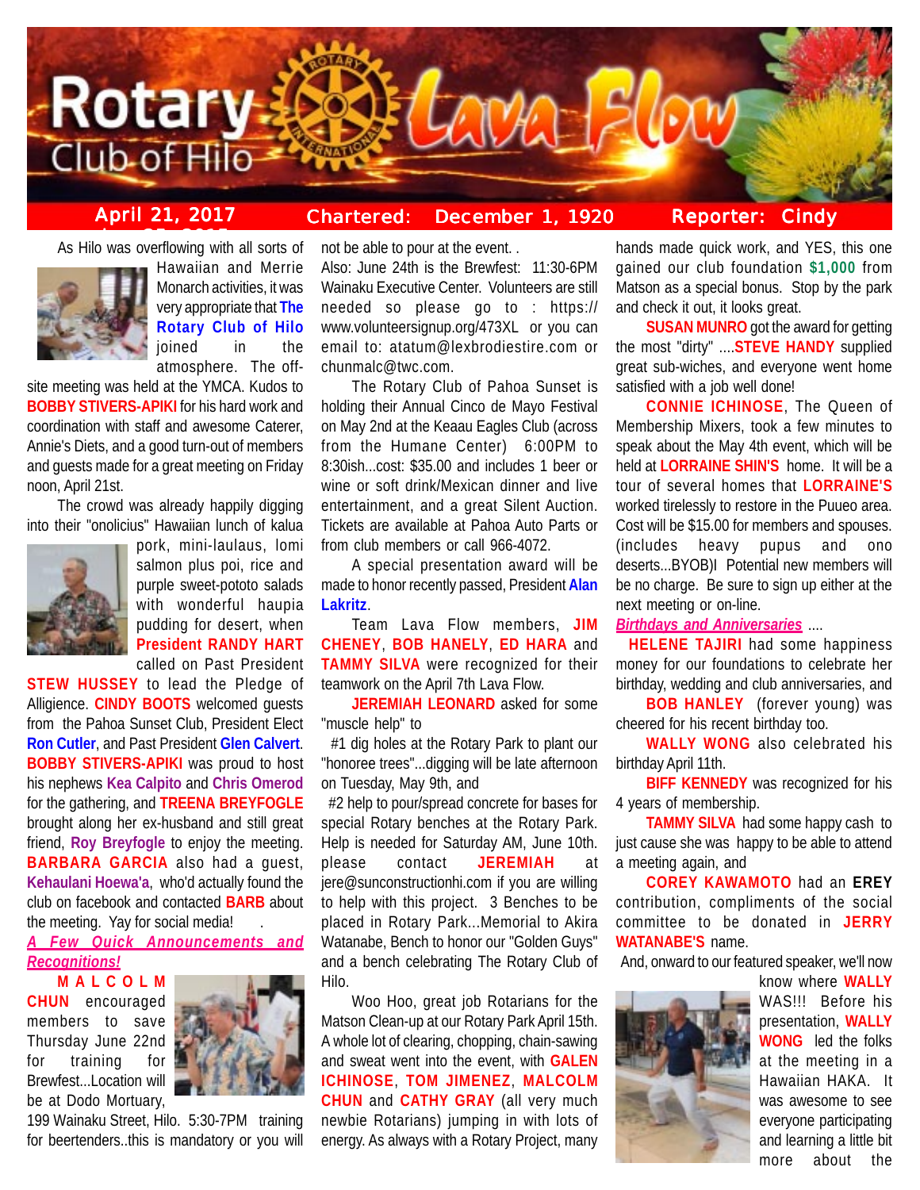# Rotary Club of Hilo Lava Flow

**April 21, 2017** | **Chartered: December 1, 1920** | **Reporter: Cindy**

As Hilo was overflowing with all sorts of Hawaiian and Merrie Monarch activities, it was very appropriate that **The Rotary Club of Hilo** joined in the atmosphere. The off-site meeting was held at the YMCA. Kudos to **BOBBY STIVERS-APIKI** for his hard work and coordination with staff and awesome Caterer, Annie's Diets, and a good turn-out of members and guests made for a great meeting on Friday noon, April 21st.

The crowd was already happily digging into their "onolicius" Hawaiian lunch of kalua pork, mini-laulaus, lomi salmon plus poi, rice and purple sweet-pototo salads with wonderful haupia pudding for desert, when **President RANDY HART** called on Past President **STEW HUSSEY** to lead the Pledge of Alligience. **CINDY BOOTS** welcomed guests from the Pahoa Sunset Club, President Elect **Ron Cutler**, and Past President **Glen Calvert**. **BOBBY STIVERS-APIKI** was proud to host his nephews **Kea Calpito** and **Chris Omerod** for the gathering, and **TREENA BREYFOGLE** brought along her ex-husband and still great friend, **Roy Breyfogle** to enjoy the meeting. **BARBARA GARCIA** also had a guest, **Kehaulani Hoewa'a**, who'd actually found the club on facebook and contacted **BARB** about the meeting. Yay for social media!

***A Few Quick Announcements and Recognitions!***

**MALCOLM CHUN** encouraged members to save Thursday June 22nd for training for Brewfest...Location will be at Dodo Mortuary, 199 Wainaku Street, Hilo. 5:30-7PM training for beertenders..this is mandatory or you will not be able to pour at the event. .

Also: June 24th is the Brewfest: 11:30-6PM Wainaku Executive Center. Volunteers are still needed so please go to : https://www.volunteersignup.org/473XL or you can email to: atatum@lexbrodiestire.com or chunmalc@twc.com.

The Rotary Club of Pahoa Sunset is holding their Annual Cinco de Mayo Festival on May 2nd at the Keaau Eagles Club (across from the Humane Center) 6:00PM to 8:30ish...cost: $35.00 and includes 1 beer or wine or soft drink/Mexican dinner and live entertainment, and a great Silent Auction. Tickets are available at Pahoa Auto Parts or from club members or call 966-4072.

A special presentation award will be made to honor recently passed, President **Alan Lakritz**.

Team Lava Flow members, **JIM CHENEY**, **BOB HANELY**, **ED HARA** and **TAMMY SILVA** were recognized for their teamwork on the April 7th Lava Flow.

**JEREMIAH LEONARD** asked for some "muscle help" to

#1 dig holes at the Rotary Park to plant our "honoree trees"...digging will be late afternoon on Tuesday, May 9th, and

#2 help to pour/spread concrete for bases for special Rotary benches at the Rotary Park. Help is needed for Saturday AM, June 10th. please contact **JEREMIAH** at jere@sunconstructionhi.com if you are willing to help with this project. 3 Benches to be placed in Rotary Park...Memorial to Akira Watanabe, Bench to honor our "Golden Guys" and a bench celebrating The Rotary Club of Hilo.

Woo Hoo, great job Rotarians for the Matson Clean-up at our Rotary Park April 15th. A whole lot of clearing, chopping, chain-sawing and sweat went into the event, with **GALEN ICHINOSE**, **TOM JIMENEZ**, **MALCOLM CHUN** and **CATHY GRAY** (all very much newbie Rotarians) jumping in with lots of energy. As always with a Rotary Project, many hands made quick work, and YES, this one gained our club foundation **$1,000** from Matson as a special bonus. Stop by the park and check it out, it looks great.

**SUSAN MUNRO** got the award for getting the most "dirty" ....**STEVE HANDY** supplied great sub-wiches, and everyone went home satisfied with a job well done!

**CONNIE ICHINOSE**, The Queen of Membership Mixers, took a few minutes to speak about the May 4th event, which will be held at **LORRAINE SHIN'S** home. It will be a tour of several homes that **LORRAINE'S** worked tirelessly to restore in the Puueo area. Cost will be $15.00 for members and spouses. (includes heavy pupus and ono deserts...BYOB)l Potential new members will be no charge. Be sure to sign up either at the next meeting or on-line.

***Birthdays and Anniversaries*** ....

**HELENE TAJIRI** had some happiness money for our foundations to celebrate her birthday, wedding and club anniversaries, and

**BOB HANLEY** (forever young) was cheered for his recent birthday too.

**WALLY WONG** also celebrated his birthday April 11th.

**BIFF KENNEDY** was recognized for his 4 years of membership.

**TAMMY SILVA** had some happy cash to just cause she was happy to be able to attend a meeting again, and

**COREY KAWAMOTO** had an **EREY** contribution, compliments of the social committee to be donated in **JERRY WATANABE'S** name.

And, onward to our featured speaker, we'll now know where **WALLY** WAS!!! Before his presentation, **WALLY WONG** led the folks at the meeting in a Hawaiian HAKA. It was awesome to see everyone participating and learning a little bit more about the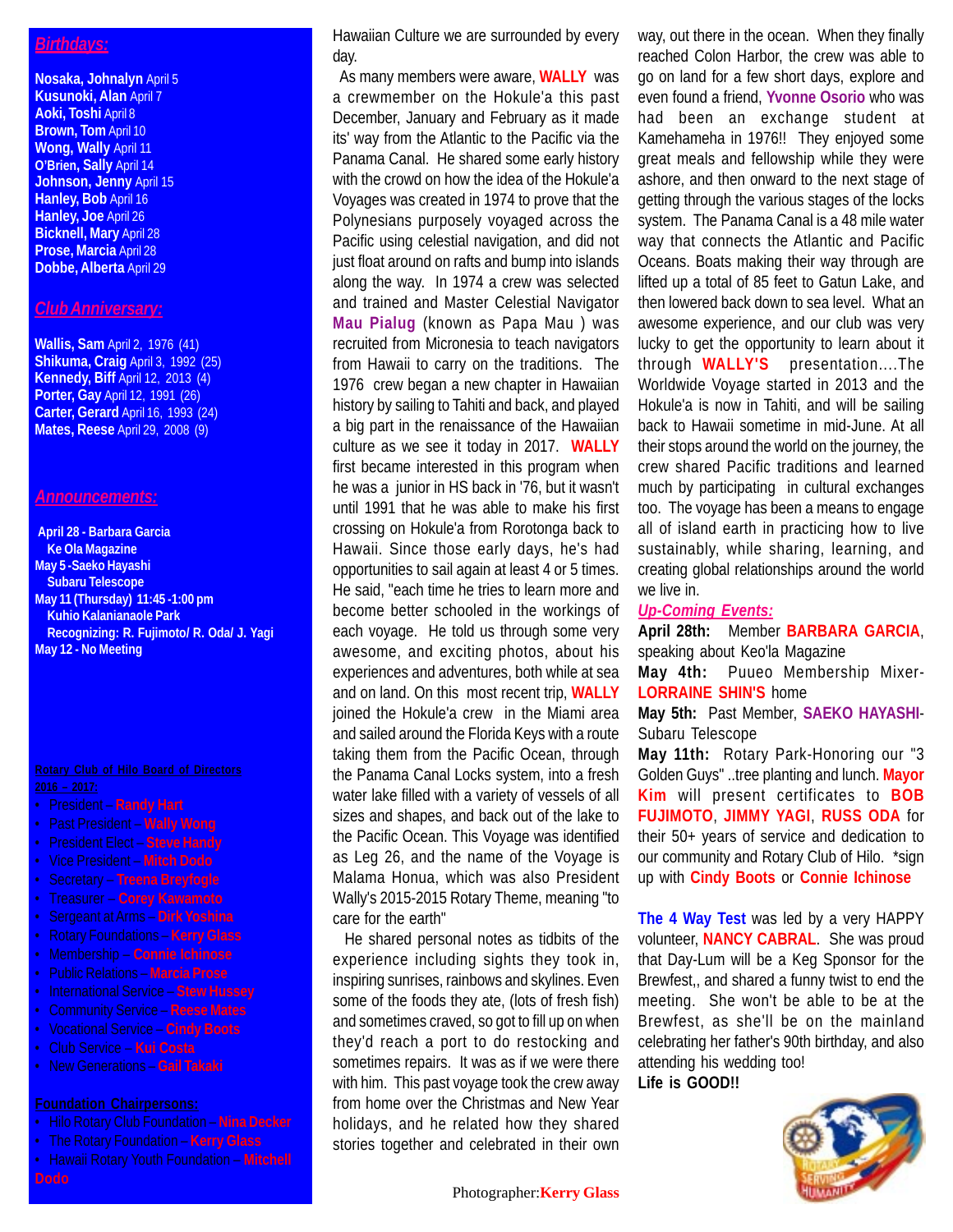## *Birthdays:*

**Nosaka, Johnalyn** April 5
**Kusunoki, Alan** April 7
**Aoki, Toshi** April 8
**Brown, Tom** April 10
**Wong, Wally** April 11
**O'Brien, Sally** April 14
**Johnson, Jenny** April 15
**Hanley, Bob** April 16
**Hanley, Joe** April 26
**Bicknell, Mary** April 28
**Prose, Marcia** April 28
**Dobbe, Alberta** April 29

## *Club Anniversary:*

**Wallis, Sam** April 2, 1976 (41)
**Shikuma, Craig** April 3, 1992 (25)
**Kennedy, Biff** April 12, 2013 (4)
**Porter, Gay** April 12, 1991 (26)
**Carter, Gerard** April 16, 1993 (24)
**Mates, Reese** April 29, 2008 (9)

## *Announcements:*

**April 28 - Barbara Garcia**
**Ke Ola Magazine**
**May 5 -Saeko Hayashi**
**Subaru Telescope**
**May 11 (Thursday) 11:45 -1:00 pm**
**Kuhio Kalanianaole Park**
**Recognizing: R. Fujimoto/ R. Oda/ J. Yagi**
**May 12 - No Meeting**

**Rotary Club of Hilo Board of Directors 2016 – 2017:**

- President – **Randy Hart**
- Past President – **Wally Wong**
- President Elect – **Steve Handy**
- Vice President – **Mitch Dodo**
- Secretary – **Treena Breyfogle**
- Treasurer – **Corey Kawamoto**
- Sergeant at Arms – **Dirk Yoshina**
- Rotary Foundations – **Kerry Glass**
- Membership – **Connie Ichinose**
- Public Relations – **Marcia Prose**
- International Service – **Stew Hussey**
- Community Service – **Reese Mates**
- Vocational Service – **Cindy Boots**
- Club Service – **Kui Costa**
- New Generations – **Gail Takaki**

**Foundation Chairpersons:**

- Hilo Rotary Club Foundation – **Nina Decker**
- The Rotary Foundation – **Kerry Glass**
- Hawaii Rotary Youth Foundation – **Mitchell Dodo**

Hawaiian Culture we are surrounded by every day.

As many members were aware, **WALLY** was a crewmember on the Hokule'a this past December, January and February as it made its' way from the Atlantic to the Pacific via the Panama Canal. He shared some early history with the crowd on how the idea of the Hokule'a Voyages was created in 1974 to prove that the Polynesians purposely voyaged across the Pacific using celestial navigation, and did not just float around on rafts and bump into islands along the way. In 1974 a crew was selected and trained and Master Celestial Navigator **Mau Pialug** (known as Papa Mau ) was recruited from Micronesia to teach navigators from Hawaii to carry on the traditions. The 1976 crew began a new chapter in Hawaiian history by sailing to Tahiti and back, and played a big part in the renaissance of the Hawaiian culture as we see it today in 2017. **WALLY** first became interested in this program when he was a junior in HS back in '76, but it wasn't until 1991 that he was able to make his first crossing on Hokule'a from Rorotonga back to Hawaii. Since those early days, he's had opportunities to sail again at least 4 or 5 times. He said, "each time he tries to learn more and become better schooled in the workings of each voyage. He told us through some very awesome, and exciting photos, about his experiences and adventures, both while at sea and on land. On this most recent trip, **WALLY** joined the Hokule'a crew in the Miami area and sailed around the Florida Keys with a route taking them from the Pacific Ocean, through the Panama Canal Locks system, into a fresh water lake filled with a variety of vessels of all sizes and shapes, and back out of the lake to the Pacific Ocean. This Voyage was identified as Leg 26, and the name of the Voyage is Malama Honua, which was also President Wally's 2015-2015 Rotary Theme, meaning "to care for the earth"

He shared personal notes as tidbits of the experience including sights they took in, inspiring sunrises, rainbows and skylines. Even some of the foods they ate, (lots of fresh fish) and sometimes craved, so got to fill up on when they'd reach a port to do restocking and sometimes repairs. It was as if we were there with him. This past voyage took the crew away from home over the Christmas and New Year holidays, and he related how they shared stories together and celebrated in their own way, out there in the ocean. When they finally reached Colon Harbor, the crew was able to go on land for a few short days, explore and even found a friend, **Yvonne Osorio** who was had been an exchange student at Kamehameha in 1976!! They enjoyed some great meals and fellowship while they were ashore, and then onward to the next stage of getting through the various stages of the locks system. The Panama Canal is a 48 mile water way that connects the Atlantic and Pacific Oceans. Boats making their way through are lifted up a total of 85 feet to Gatun Lake, and then lowered back down to sea level. What an awesome experience, and our club was very lucky to get the opportunity to learn about it through **WALLY'S** presentation....The Worldwide Voyage started in 2013 and the Hokule'a is now in Tahiti, and will be sailing back to Hawaii sometime in mid-June. At all their stops around the world on the journey, the crew shared Pacific traditions and learned much by participating in cultural exchanges too. The voyage has been a means to engage all of island earth in practicing how to live sustainably, while sharing, learning, and creating global relationships around the world we live in.

Photographer: **Kerry Glass**

### *Up-Coming Events:*

**April 28th:** Member **BARBARA GARCIA**, speaking about Keo'la Magazine

**May 4th:** Puueo Membership Mixer- **LORRAINE SHIN'S** home

**May 5th:** Past Member, **SAEKO HAYASHI**-Subaru Telescope

**May 11th:** Rotary Park-Honoring our "3 Golden Guys" ..tree planting and lunch. **Mayor Kim** will present certificates to **BOB FUJIMOTO**, **JIMMY YAGI**, **RUSS ODA** for their 50+ years of service and dedication to our community and Rotary Club of Hilo. *sign up with **Cindy Boots** or **Connie Ichinose**

**The 4 Way Test** was led by a very HAPPY volunteer, **NANCY CABRAL**. She was proud that Day-Lum will be a Keg Sponsor for the Brewfest,, and shared a funny twist to end the meeting. She won't be able to be at the Brewfest, as she'll be on the mainland celebrating her father's 90th birthday, and also attending his wedding too!

**Life is GOOD!!**